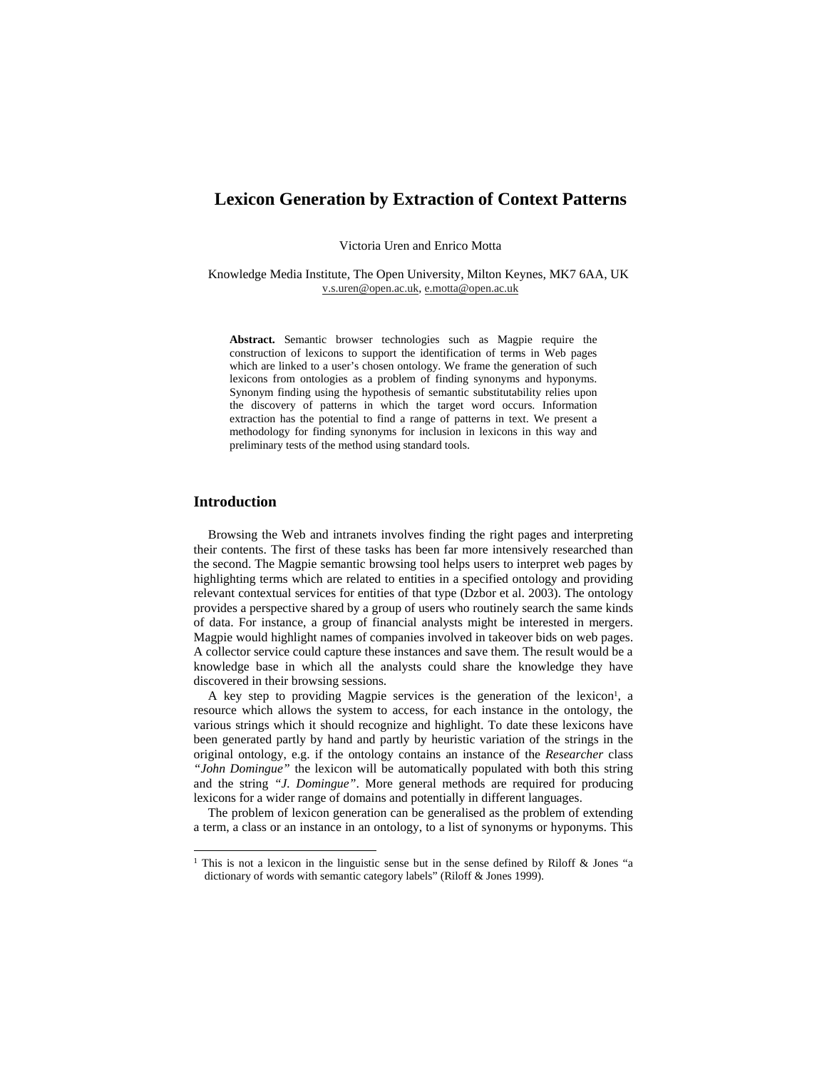# Lexicon Generation by Extraction of Context Patterns

Victoria Uren and Enrico Motta

Knowledge Media Institute, The Open University, Milton Keynes, MK7 6AA, UK
v.s.uren@open.ac.uk, e.motta@open.ac.uk

**Abstract.** Semantic browser technologies such as Magpie require the construction of lexicons to support the identification of terms in Web pages which are linked to a user's chosen ontology. We frame the generation of such lexicons from ontologies as a problem of finding synonyms and hyponyms. Synonym finding using the hypothesis of semantic substitutability relies upon the discovery of patterns in which the target word occurs. Information extraction has the potential to find a range of patterns in text. We present a methodology for finding synonyms for inclusion in lexicons in this way and preliminary tests of the method using standard tools.

## Introduction

Browsing the Web and intranets involves finding the right pages and interpreting their contents. The first of these tasks has been far more intensively researched than the second. The Magpie semantic browsing tool helps users to interpret web pages by highlighting terms which are related to entities in a specified ontology and providing relevant contextual services for entities of that type (Dzbor et al. 2003). The ontology provides a perspective shared by a group of users who routinely search the same kinds of data. For instance, a group of financial analysts might be interested in mergers. Magpie would highlight names of companies involved in takeover bids on web pages. A collector service could capture these instances and save them. The result would be a knowledge base in which all the analysts could share the knowledge they have discovered in their browsing sessions.

A key step to providing Magpie services is the generation of the lexicon[1], a resource which allows the system to access, for each instance in the ontology, the various strings which it should recognize and highlight. To date these lexicons have been generated partly by hand and partly by heuristic variation of the strings in the original ontology, e.g. if the ontology contains an instance of the *Researcher* class *"John Domingue"* the lexicon will be automatically populated with both this string and the string *"J. Domingue"*. More general methods are required for producing lexicons for a wider range of domains and potentially in different languages.

The problem of lexicon generation can be generalised as the problem of extending a term, a class or an instance in an ontology, to a list of synonyms or hyponyms. This

[1] This is not a lexicon in the linguistic sense but in the sense defined by Riloff & Jones "a dictionary of words with semantic category labels" (Riloff & Jones 1999).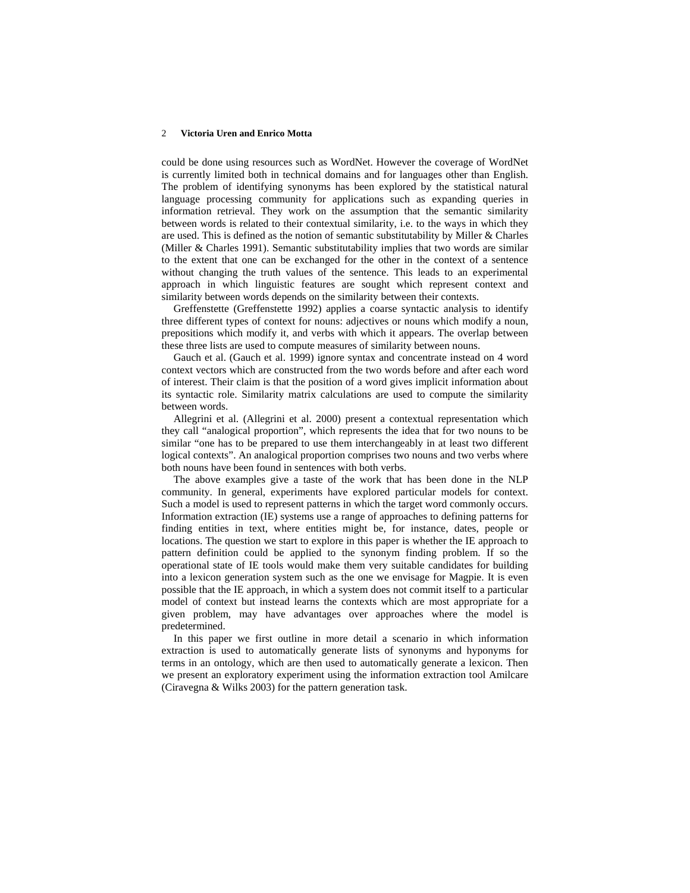could be done using resources such as WordNet. However the coverage of WordNet is currently limited both in technical domains and for languages other than English. The problem of identifying synonyms has been explored by the statistical natural language processing community for applications such as expanding queries in information retrieval. They work on the assumption that the semantic similarity between words is related to their contextual similarity, i.e. to the ways in which they are used. This is defined as the notion of semantic substitutability by Miller & Charles (Miller & Charles 1991). Semantic substitutability implies that two words are similar to the extent that one can be exchanged for the other in the context of a sentence without changing the truth values of the sentence. This leads to an experimental approach in which linguistic features are sought which represent context and similarity between words depends on the similarity between their contexts.

Greffenstette (Greffenstette 1992) applies a coarse syntactic analysis to identify three different types of context for nouns: adjectives or nouns which modify a noun, prepositions which modify it, and verbs with which it appears. The overlap between these three lists are used to compute measures of similarity between nouns.

Gauch et al. (Gauch et al. 1999) ignore syntax and concentrate instead on 4 word context vectors which are constructed from the two words before and after each word of interest. Their claim is that the position of a word gives implicit information about its syntactic role. Similarity matrix calculations are used to compute the similarity between words.

Allegrini et al. (Allegrini et al. 2000) present a contextual representation which they call "analogical proportion", which represents the idea that for two nouns to be similar "one has to be prepared to use them interchangeably in at least two different logical contexts". An analogical proportion comprises two nouns and two verbs where both nouns have been found in sentences with both verbs.

The above examples give a taste of the work that has been done in the NLP community. In general, experiments have explored particular models for context. Such a model is used to represent patterns in which the target word commonly occurs. Information extraction (IE) systems use a range of approaches to defining patterns for finding entities in text, where entities might be, for instance, dates, people or locations. The question we start to explore in this paper is whether the IE approach to pattern definition could be applied to the synonym finding problem. If so the operational state of IE tools would make them very suitable candidates for building into a lexicon generation system such as the one we envisage for Magpie. It is even possible that the IE approach, in which a system does not commit itself to a particular model of context but instead learns the contexts which are most appropriate for a given problem, may have advantages over approaches where the model is predetermined.

In this paper we first outline in more detail a scenario in which information extraction is used to automatically generate lists of synonyms and hyponyms for terms in an ontology, which are then used to automatically generate a lexicon. Then we present an exploratory experiment using the information extraction tool Amilcare (Ciravegna & Wilks 2003) for the pattern generation task.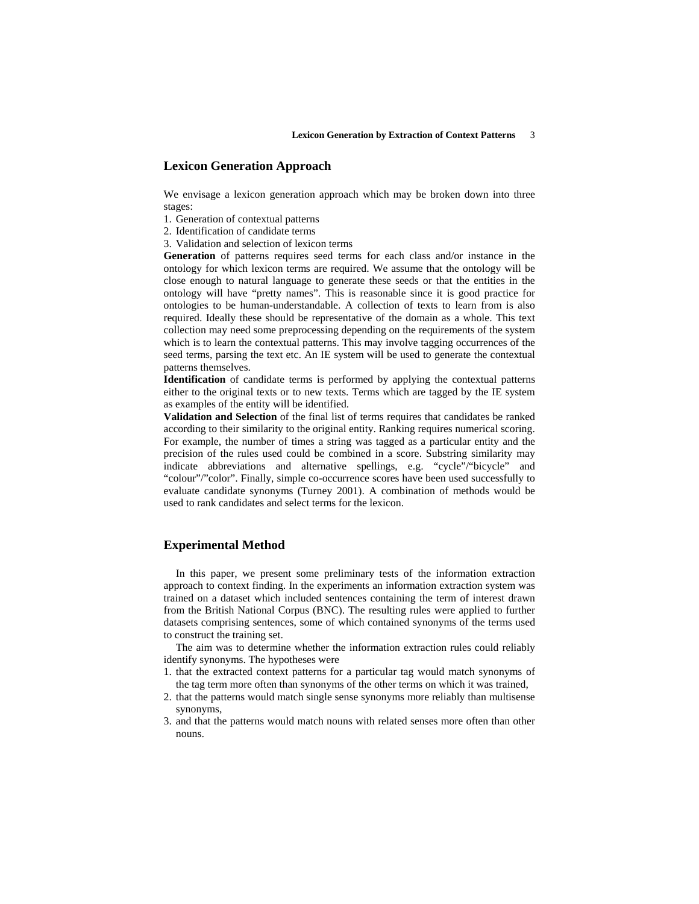## Lexicon Generation Approach

We envisage a lexicon generation approach which may be broken down into three stages:

1. Generation of contextual patterns
2. Identification of candidate terms
3. Validation and selection of lexicon terms

**Generation** of patterns requires seed terms for each class and/or instance in the ontology for which lexicon terms are required. We assume that the ontology will be close enough to natural language to generate these seeds or that the entities in the ontology will have "pretty names". This is reasonable since it is good practice for ontologies to be human-understandable. A collection of texts to learn from is also required. Ideally these should be representative of the domain as a whole. This text collection may need some preprocessing depending on the requirements of the system which is to learn the contextual patterns. This may involve tagging occurrences of the seed terms, parsing the text etc. An IE system will be used to generate the contextual patterns themselves.

**Identification** of candidate terms is performed by applying the contextual patterns either to the original texts or to new texts. Terms which are tagged by the IE system as examples of the entity will be identified.

**Validation and Selection** of the final list of terms requires that candidates be ranked according to their similarity to the original entity. Ranking requires numerical scoring. For example, the number of times a string was tagged as a particular entity and the precision of the rules used could be combined in a score. Substring similarity may indicate abbreviations and alternative spellings, e.g. "cycle"/"bicycle" and "colour"/"color". Finally, simple co-occurrence scores have been used successfully to evaluate candidate synonyms (Turney 2001). A combination of methods would be used to rank candidates and select terms for the lexicon.

## Experimental Method

In this paper, we present some preliminary tests of the information extraction approach to context finding. In the experiments an information extraction system was trained on a dataset which included sentences containing the term of interest drawn from the British National Corpus (BNC). The resulting rules were applied to further datasets comprising sentences, some of which contained synonyms of the terms used to construct the training set.

The aim was to determine whether the information extraction rules could reliably identify synonyms. The hypotheses were

1. that the extracted context patterns for a particular tag would match synonyms of the tag term more often than synonyms of the other terms on which it was trained,
2. that the patterns would match single sense synonyms more reliably than multisense synonyms,
3. and that the patterns would match nouns with related senses more often than other nouns.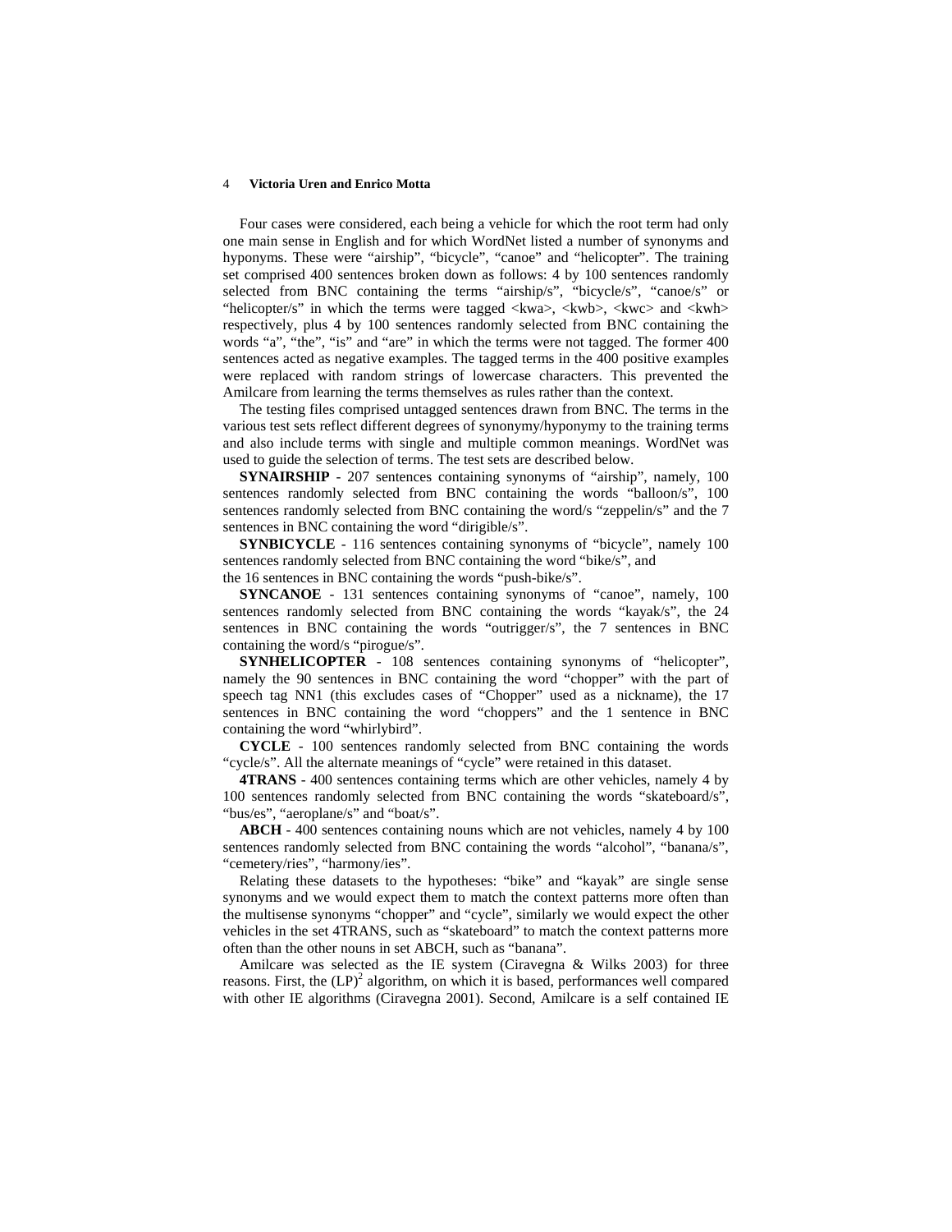Four cases were considered, each being a vehicle for which the root term had only one main sense in English and for which WordNet listed a number of synonyms and hyponyms. These were "airship", "bicycle", "canoe" and "helicopter". The training set comprised 400 sentences broken down as follows: 4 by 100 sentences randomly selected from BNC containing the terms "airship/s", "bicycle/s", "canoe/s" or "helicopter/s" in which the terms were tagged <kwa>, <kwb>, <kwc> and <kwh> respectively, plus 4 by 100 sentences randomly selected from BNC containing the words "a", "the", "is" and "are" in which the terms were not tagged. The former 400 sentences acted as negative examples. The tagged terms in the 400 positive examples were replaced with random strings of lowercase characters. This prevented the Amilcare from learning the terms themselves as rules rather than the context.

The testing files comprised untagged sentences drawn from BNC. The terms in the various test sets reflect different degrees of synonymy/hyponymy to the training terms and also include terms with single and multiple common meanings. WordNet was used to guide the selection of terms. The test sets are described below.

**SYNAIRSHIP** - 207 sentences containing synonyms of "airship", namely, 100 sentences randomly selected from BNC containing the words "balloon/s", 100 sentences randomly selected from BNC containing the word/s "zeppelin/s" and the 7 sentences in BNC containing the word "dirigible/s".

**SYNBICYCLE** - 116 sentences containing synonyms of "bicycle", namely 100 sentences randomly selected from BNC containing the word "bike/s", and the 16 sentences in BNC containing the words "push-bike/s".

**SYNCANOE** - 131 sentences containing synonyms of "canoe", namely, 100 sentences randomly selected from BNC containing the words "kayak/s", the 24 sentences in BNC containing the words "outrigger/s", the 7 sentences in BNC containing the word/s "pirogue/s".

**SYNHELICOPTER** - 108 sentences containing synonyms of "helicopter", namely the 90 sentences in BNC containing the word "chopper" with the part of speech tag NN1 (this excludes cases of "Chopper" used as a nickname), the 17 sentences in BNC containing the word "choppers" and the 1 sentence in BNC containing the word "whirlybird".

**CYCLE** - 100 sentences randomly selected from BNC containing the words "cycle/s". All the alternate meanings of "cycle" were retained in this dataset.

**4TRANS** - 400 sentences containing terms which are other vehicles, namely 4 by 100 sentences randomly selected from BNC containing the words "skateboard/s", "bus/es", "aeroplane/s" and "boat/s".

**ABCH** - 400 sentences containing nouns which are not vehicles, namely 4 by 100 sentences randomly selected from BNC containing the words "alcohol", "banana/s", "cemetery/ries", "harmony/ies".

Relating these datasets to the hypotheses: "bike" and "kayak" are single sense synonyms and we would expect them to match the context patterns more often than the multisense synonyms "chopper" and "cycle", similarly we would expect the other vehicles in the set 4TRANS, such as "skateboard" to match the context patterns more often than the other nouns in set ABCH, such as "banana".

Amilcare was selected as the IE system (Ciravegna & Wilks 2003) for three reasons. First, the $(LP)^2$ algorithm, on which it is based, performances well compared with other IE algorithms (Ciravegna 2001). Second, Amilcare is a self contained IE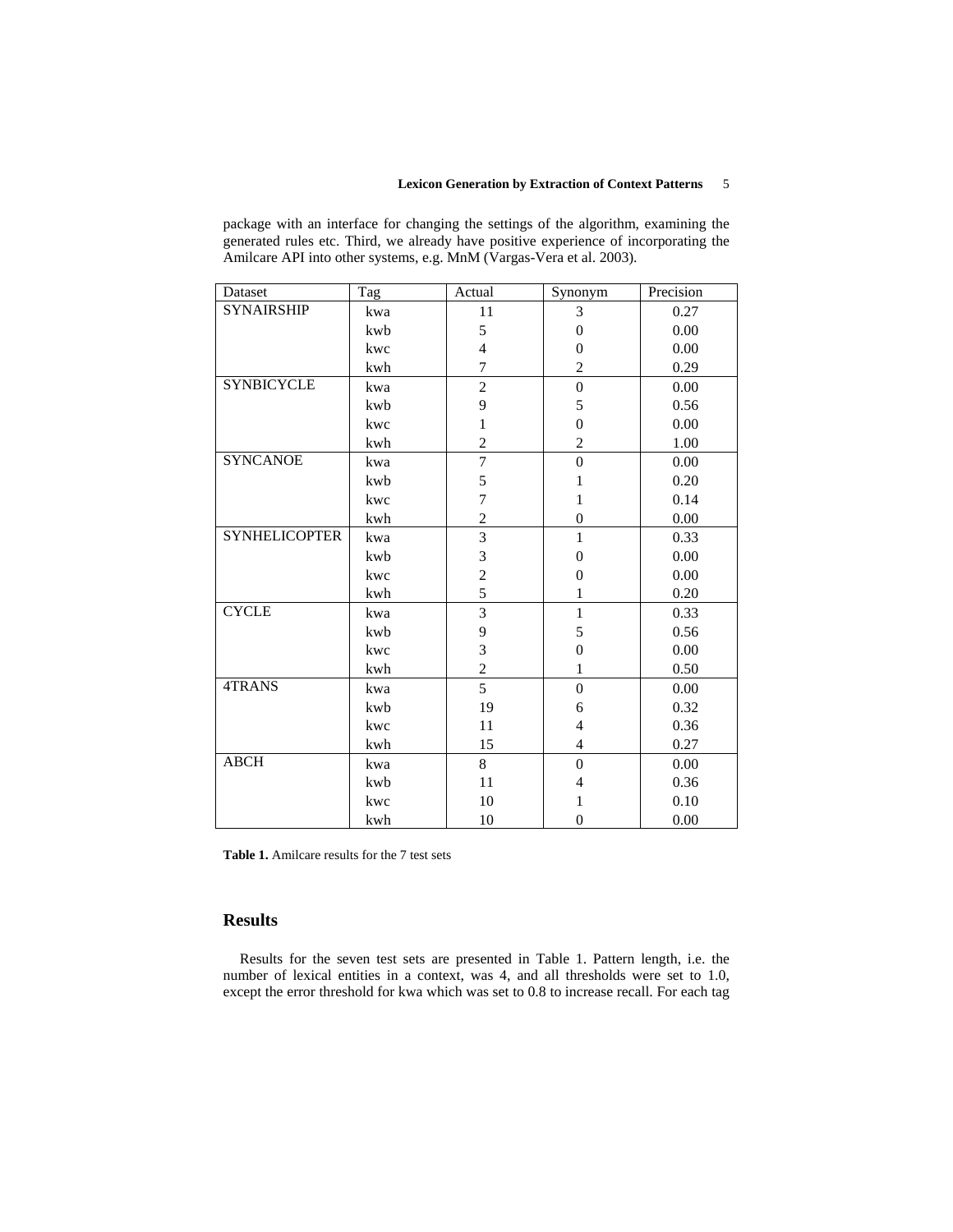package with an interface for changing the settings of the algorithm, examining the generated rules etc. Third, we already have positive experience of incorporating the Amilcare API into other systems, e.g. MnM (Vargas-Vera et al. 2003).

| Dataset | Tag | Actual | Synonym | Precision |
|---|---|---|---|---|
| SYNAIRSHIP | kwa | 11 | 3 | 0.27 |
| | kwb | 5 | 0 | 0.00 |
| | kwc | 4 | 0 | 0.00 |
| | kwh | 7 | 2 | 0.29 |
| SYNBICYCLE | kwa | 2 | 0 | 0.00 |
| | kwb | 9 | 5 | 0.56 |
| | kwc | 1 | 0 | 0.00 |
| | kwh | 2 | 2 | 1.00 |
| SYNCANOE | kwa | 7 | 0 | 0.00 |
| | kwb | 5 | 1 | 0.20 |
| | kwc | 7 | 1 | 0.14 |
| | kwh | 2 | 0 | 0.00 |
| SYNHELICOPTER | kwa | 3 | 1 | 0.33 |
| | kwb | 3 | 0 | 0.00 |
| | kwc | 2 | 0 | 0.00 |
| | kwh | 5 | 1 | 0.20 |
| CYCLE | kwa | 3 | 1 | 0.33 |
| | kwb | 9 | 5 | 0.56 |
| | kwc | 3 | 0 | 0.00 |
| | kwh | 2 | 1 | 0.50 |
| 4TRANS | kwa | 5 | 0 | 0.00 |
| | kwb | 19 | 6 | 0.32 |
| | kwc | 11 | 4 | 0.36 |
| | kwh | 15 | 4 | 0.27 |
| ABCH | kwa | 8 | 0 | 0.00 |
| | kwb | 11 | 4 | 0.36 |
| | kwc | 10 | 1 | 0.10 |
| | kwh | 10 | 0 | 0.00 |

**Table 1.** Amilcare results for the 7 test sets

## Results

Results for the seven test sets are presented in Table 1. Pattern length, i.e. the number of lexical entities in a context, was 4, and all thresholds were set to 1.0, except the error threshold for kwa which was set to 0.8 to increase recall. For each tag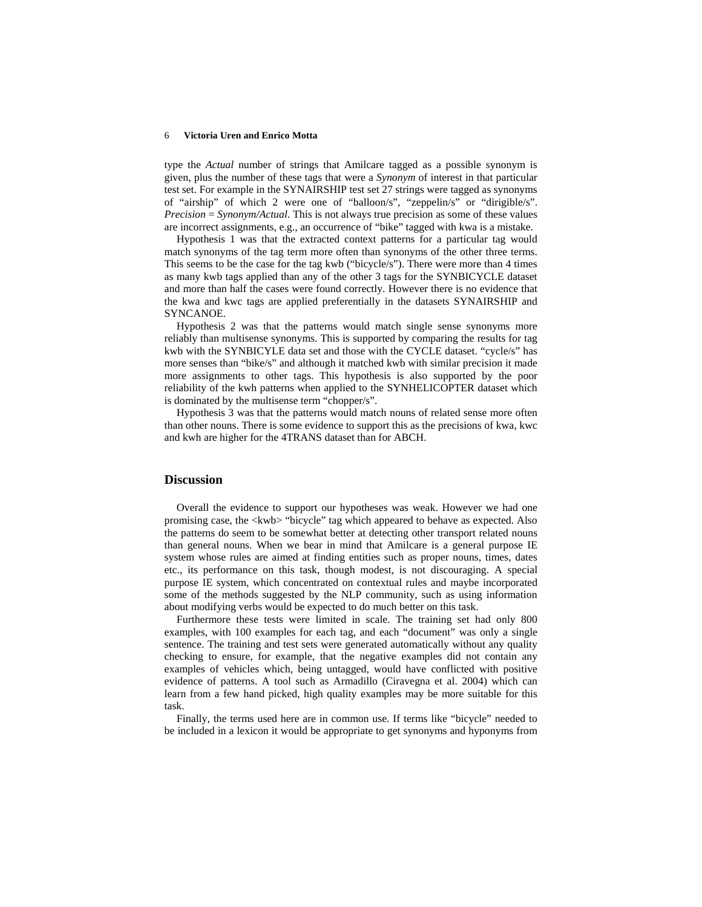type the *Actual* number of strings that Amilcare tagged as a possible synonym is given, plus the number of these tags that were a *Synonym* of interest in that particular test set. For example in the SYNAIRSHIP test set 27 strings were tagged as synonyms of "airship" of which 2 were one of "balloon/s", "zeppelin/s" or "dirigible/s". *Precision* = *Synonym/Actual*. This is not always true precision as some of these values are incorrect assignments, e.g., an occurrence of "bike" tagged with kwa is a mistake.

Hypothesis 1 was that the extracted context patterns for a particular tag would match synonyms of the tag term more often than synonyms of the other three terms. This seems to be the case for the tag kwb ("bicycle/s"). There were more than 4 times as many kwb tags applied than any of the other 3 tags for the SYNBICYCLE dataset and more than half the cases were found correctly. However there is no evidence that the kwa and kwc tags are applied preferentially in the datasets SYNAIRSHIP and SYNCANOE.

Hypothesis 2 was that the patterns would match single sense synonyms more reliably than multisense synonyms. This is supported by comparing the results for tag kwb with the SYNBICYLE data set and those with the CYCLE dataset. "cycle/s" has more senses than "bike/s" and although it matched kwb with similar precision it made more assignments to other tags. This hypothesis is also supported by the poor reliability of the kwh patterns when applied to the SYNHELICOPTER dataset which is dominated by the multisense term "chopper/s".

Hypothesis 3 was that the patterns would match nouns of related sense more often than other nouns. There is some evidence to support this as the precisions of kwa, kwc and kwh are higher for the 4TRANS dataset than for ABCH.

## Discussion

Overall the evidence to support our hypotheses was weak. However we had one promising case, the <kwb> "bicycle" tag which appeared to behave as expected. Also the patterns do seem to be somewhat better at detecting other transport related nouns than general nouns. When we bear in mind that Amilcare is a general purpose IE system whose rules are aimed at finding entities such as proper nouns, times, dates etc., its performance on this task, though modest, is not discouraging. A special purpose IE system, which concentrated on contextual rules and maybe incorporated some of the methods suggested by the NLP community, such as using information about modifying verbs would be expected to do much better on this task.

Furthermore these tests were limited in scale. The training set had only 800 examples, with 100 examples for each tag, and each "document" was only a single sentence. The training and test sets were generated automatically without any quality checking to ensure, for example, that the negative examples did not contain any examples of vehicles which, being untagged, would have conflicted with positive evidence of patterns. A tool such as Armadillo (Ciravegna et al. 2004) which can learn from a few hand picked, high quality examples may be more suitable for this task.

Finally, the terms used here are in common use. If terms like "bicycle" needed to be included in a lexicon it would be appropriate to get synonyms and hyponyms from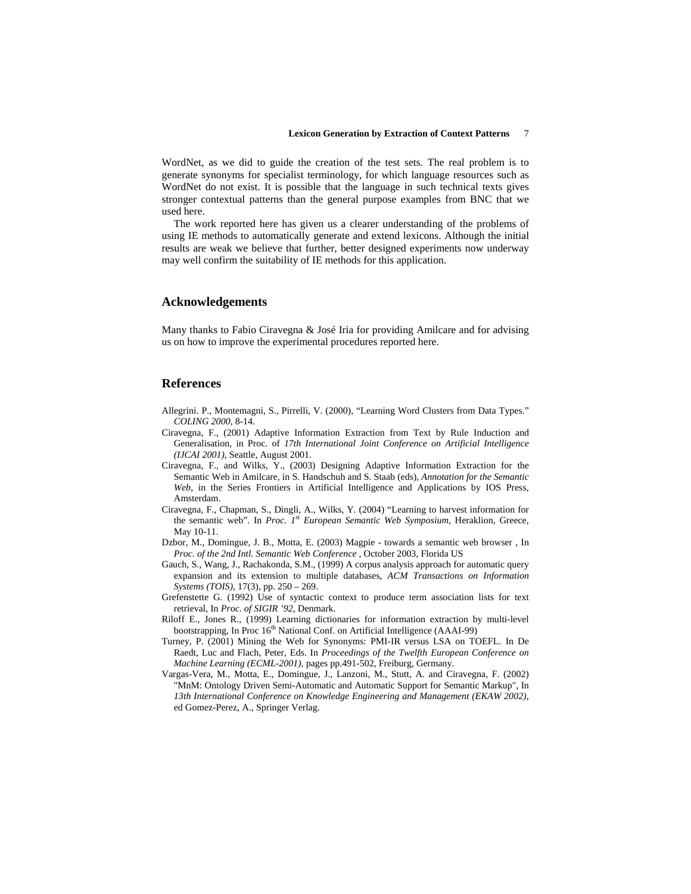WordNet, as we did to guide the creation of the test sets. The real problem is to generate synonyms for specialist terminology, for which language resources such as WordNet do not exist. It is possible that the language in such technical texts gives stronger contextual patterns than the general purpose examples from BNC that we used here.

The work reported here has given us a clearer understanding of the problems of using IE methods to automatically generate and extend lexicons. Although the initial results are weak we believe that further, better designed experiments now underway may well confirm the suitability of IE methods for this application.

## Acknowledgements

Many thanks to Fabio Ciravegna & José Iria for providing Amilcare and for advising us on how to improve the experimental procedures reported here.

## References

Allegrini. P., Montemagni, S., Pirrelli, V. (2000), "Learning Word Clusters from Data Types." *COLING 2000*, 8-14.

Ciravegna, F., (2001) Adaptive Information Extraction from Text by Rule Induction and Generalisation, in Proc. of *17th International Joint Conference on Artificial Intelligence (IJCAI 2001)*, Seattle, August 2001.

Ciravegna, F., and Wilks, Y., (2003) Designing Adaptive Information Extraction for the Semantic Web in Amilcare, in S. Handschuh and S. Staab (eds), *Annotation for the Semantic Web*, in the Series Frontiers in Artificial Intelligence and Applications by IOS Press, Amsterdam.

Ciravegna, F., Chapman, S., Dingli, A., Wilks, Y. (2004) "Learning to harvest information for the semantic web". In *Proc. 1st European Semantic Web Symposium*, Heraklion, Greece, May 10-11.

Dzbor, M., Domingue, J. B., Motta, E. (2003) Magpie - towards a semantic web browser , In *Proc. of the 2nd Intl. Semantic Web Conference* , October 2003, Florida US

Gauch, S., Wang, J., Rachakonda, S.M., (1999) A corpus analysis approach for automatic query expansion and its extension to multiple databases, *ACM Transactions on Information Systems (TOIS)*, 17(3), pp. 250 – 269.

Grefenstette G. (1992) Use of syntactic context to produce term association lists for text retrieval, In *Proc. of SIGIR '92*, Denmark.

Riloff E., Jones R., (1999) Learning dictionaries for information extraction by multi-level bootstrapping, In Proc 16th National Conf. on Artificial Intelligence (AAAI-99)

Turney, P. (2001) Mining the Web for Synonyms: PMI-IR versus LSA on TOEFL. In De Raedt, Luc and Flach, Peter, Eds. In *Proceedings of the Twelfth European Conference on Machine Learning (ECML-2001)*, pages pp.491-502, Freiburg, Germany.

Vargas-Vera, M., Motta, E., Domingue, J., Lanzoni, M., Stutt, A. and Ciravegna, F. (2002) "MnM: Ontology Driven Semi-Automatic and Automatic Support for Semantic Markup", In *13th International Conference on Knowledge Engineering and Management (EKAW 2002)*, ed Gomez-Perez, A., Springer Verlag.